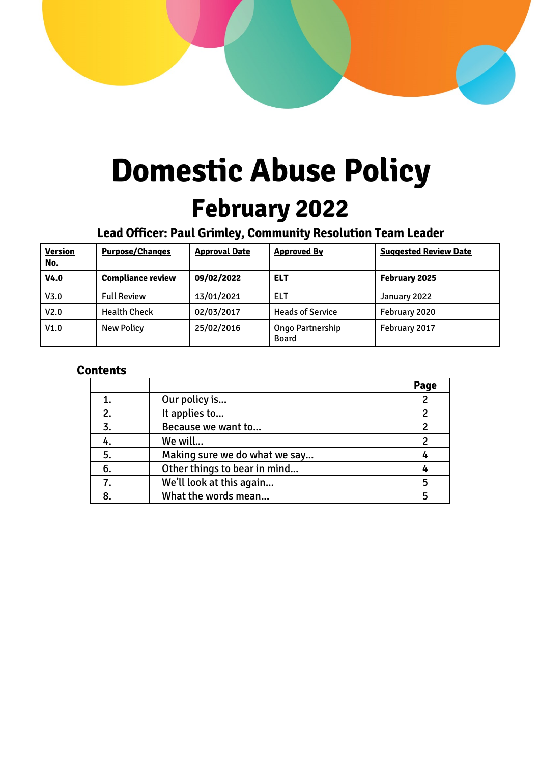# Domestic Abuse Policy

## February 2022

### Lead Officer: Paul Grimley, Community Resolution Team Leader

| Version No. | Purpose/Changes | Approval Date | Approved By | Suggested Review Date |
|---|---|---|---|---|
| **V4.0** | **Compliance review** | **09/02/2022** | **ELT** | **February 2025** |
| V3.0 | Full Review | 13/01/2021 | ELT | January 2022 |
| V2.0 | Health Check | 02/03/2017 | Heads of Service | February 2020 |
| V1.0 | New Policy | 25/02/2016 | Ongo Partnership Board | February 2017 |

### Contents

| | | Page |
|---|---|---|
| 1. | Our policy is… | 2 |
| 2. | It applies to… | 2 |
| 3. | Because we want to… | 2 |
| 4. | We will… | 2 |
| 5. | Making sure we do what we say… | 4 |
| 6. | Other things to bear in mind… | 4 |
| 7. | We'll look at this again… | 5 |
| 8. | What the words mean… | 5 |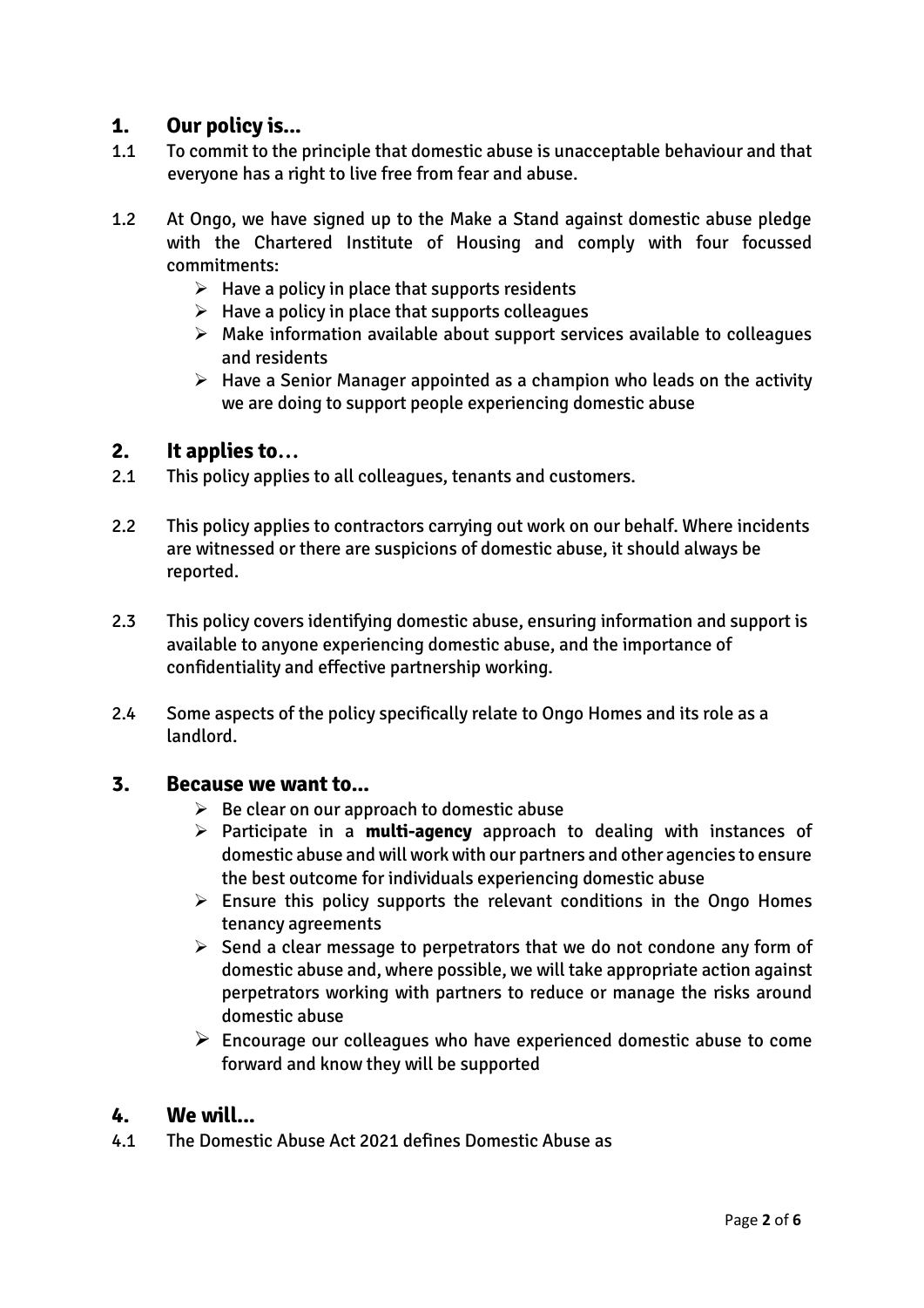## 1. Our policy is...

1.1 To commit to the principle that domestic abuse is unacceptable behaviour and that everyone has a right to live free from fear and abuse.

1.2 At Ongo, we have signed up to the Make a Stand against domestic abuse pledge with the Chartered Institute of Housing and comply with four focussed commitments:

- Have a policy in place that supports residents
- Have a policy in place that supports colleagues
- Make information available about support services available to colleagues and residents
- Have a Senior Manager appointed as a champion who leads on the activity we are doing to support people experiencing domestic abuse

## 2. It applies to…

2.1 This policy applies to all colleagues, tenants and customers.

2.2 This policy applies to contractors carrying out work on our behalf. Where incidents are witnessed or there are suspicions of domestic abuse, it should always be reported.

2.3 This policy covers identifying domestic abuse, ensuring information and support is available to anyone experiencing domestic abuse, and the importance of confidentiality and effective partnership working.

2.4 Some aspects of the policy specifically relate to Ongo Homes and its role as a landlord.

## 3. Because we want to...

- Be clear on our approach to domestic abuse
- Participate in a **multi-agency** approach to dealing with instances of domestic abuse and will work with our partners and other agencies to ensure the best outcome for individuals experiencing domestic abuse
- Ensure this policy supports the relevant conditions in the Ongo Homes tenancy agreements
- Send a clear message to perpetrators that we do not condone any form of domestic abuse and, where possible, we will take appropriate action against perpetrators working with partners to reduce or manage the risks around domestic abuse
- Encourage our colleagues who have experienced domestic abuse to come forward and know they will be supported

## 4. We will...

4.1 The Domestic Abuse Act 2021 defines Domestic Abuse as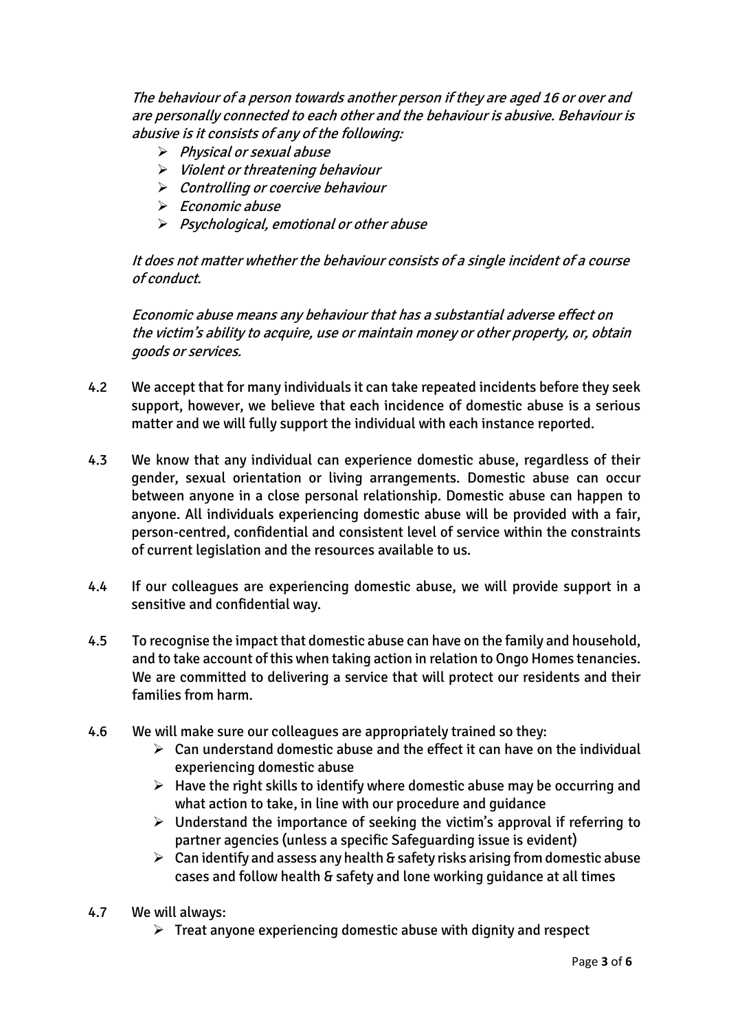*The behaviour of a person towards another person if they are aged 16 or over and are personally connected to each other and the behaviour is abusive. Behaviour is abusive is it consists of any of the following:*

- *Physical or sexual abuse*
- *Violent or threatening behaviour*
- *Controlling or coercive behaviour*
- *Economic abuse*
- *Psychological, emotional or other abuse*

*It does not matter whether the behaviour consists of a single incident of a course of conduct.*

*Economic abuse means any behaviour that has a substantial adverse effect on the victim's ability to acquire, use or maintain money or other property, or, obtain goods or services.*

4.2 We accept that for many individuals it can take repeated incidents before they seek support, however, we believe that each incidence of domestic abuse is a serious matter and we will fully support the individual with each instance reported.

4.3 We know that any individual can experience domestic abuse, regardless of their gender, sexual orientation or living arrangements. Domestic abuse can occur between anyone in a close personal relationship. Domestic abuse can happen to anyone. All individuals experiencing domestic abuse will be provided with a fair, person-centred, confidential and consistent level of service within the constraints of current legislation and the resources available to us.

4.4 If our colleagues are experiencing domestic abuse, we will provide support in a sensitive and confidential way.

4.5 To recognise the impact that domestic abuse can have on the family and household, and to take account of this when taking action in relation to Ongo Homes tenancies. We are committed to delivering a service that will protect our residents and their families from harm.

4.6 We will make sure our colleagues are appropriately trained so they:

- Can understand domestic abuse and the effect it can have on the individual experiencing domestic abuse
- Have the right skills to identify where domestic abuse may be occurring and what action to take, in line with our procedure and guidance
- Understand the importance of seeking the victim's approval if referring to partner agencies (unless a specific Safeguarding issue is evident)
- Can identify and assess any health & safety risks arising from domestic abuse cases and follow health & safety and lone working guidance at all times

4.7 We will always:

- Treat anyone experiencing domestic abuse with dignity and respect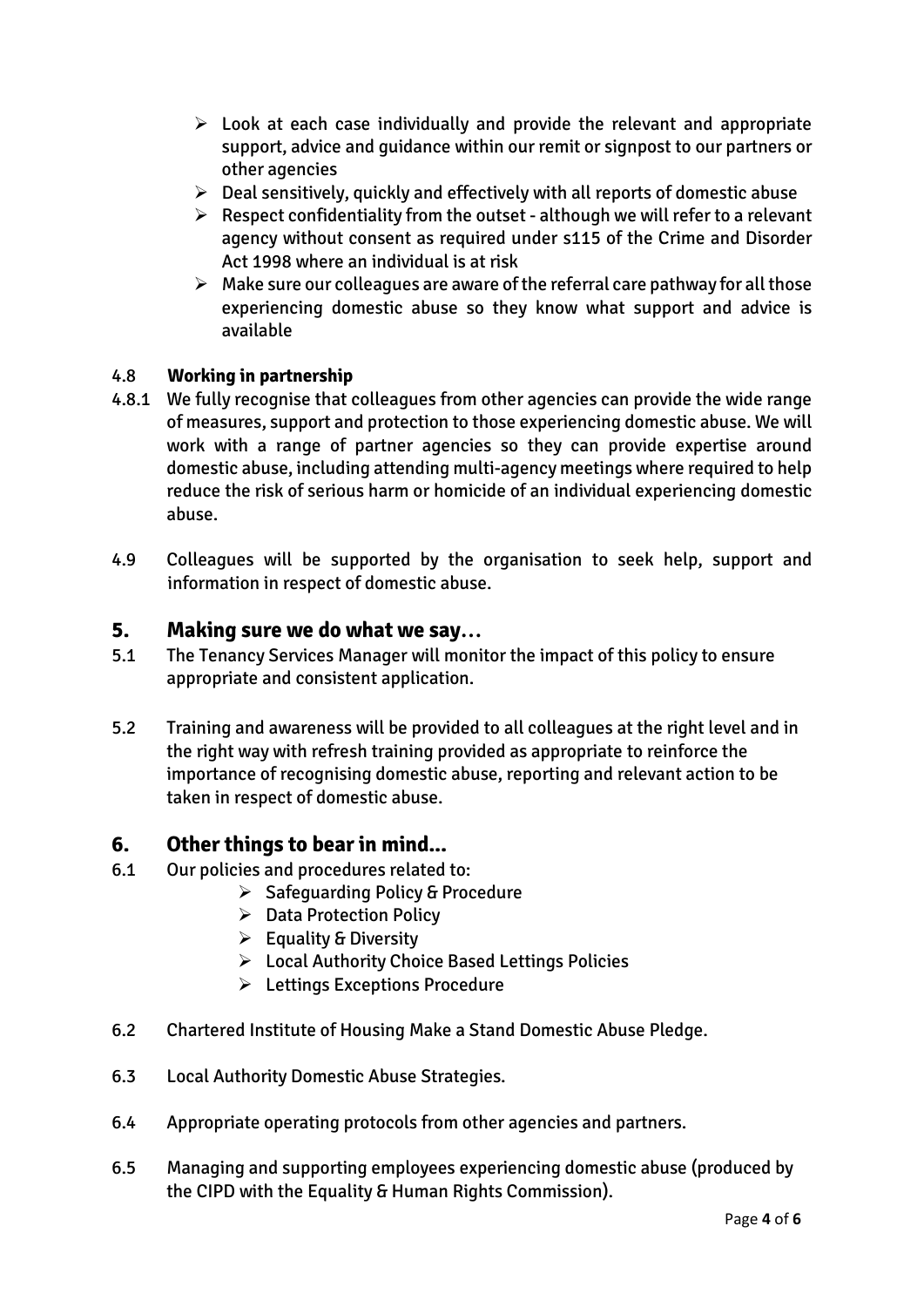- Look at each case individually and provide the relevant and appropriate support, advice and guidance within our remit or signpost to our partners or other agencies
- Deal sensitively, quickly and effectively with all reports of domestic abuse
- Respect confidentiality from the outset - although we will refer to a relevant agency without consent as required under s115 of the Crime and Disorder Act 1998 where an individual is at risk
- Make sure our colleagues are aware of the referral care pathway for all those experiencing domestic abuse so they know what support and advice is available

4.8 **Working in partnership**

4.8.1 We fully recognise that colleagues from other agencies can provide the wide range of measures, support and protection to those experiencing domestic abuse. We will work with a range of partner agencies so they can provide expertise around domestic abuse, including attending multi-agency meetings where required to help reduce the risk of serious harm or homicide of an individual experiencing domestic abuse.

4.9 Colleagues will be supported by the organisation to seek help, support and information in respect of domestic abuse.

## 5. Making sure we do what we say…

5.1 The Tenancy Services Manager will monitor the impact of this policy to ensure appropriate and consistent application.

5.2 Training and awareness will be provided to all colleagues at the right level and in the right way with refresh training provided as appropriate to reinforce the importance of recognising domestic abuse, reporting and relevant action to be taken in respect of domestic abuse.

## 6. Other things to bear in mind...

6.1 Our policies and procedures related to:

- Safeguarding Policy & Procedure
- Data Protection Policy
- Equality & Diversity
- Local Authority Choice Based Lettings Policies
- Lettings Exceptions Procedure

6.2 Chartered Institute of Housing Make a Stand Domestic Abuse Pledge.

6.3 Local Authority Domestic Abuse Strategies.

6.4 Appropriate operating protocols from other agencies and partners.

6.5 Managing and supporting employees experiencing domestic abuse (produced by the CIPD with the Equality & Human Rights Commission).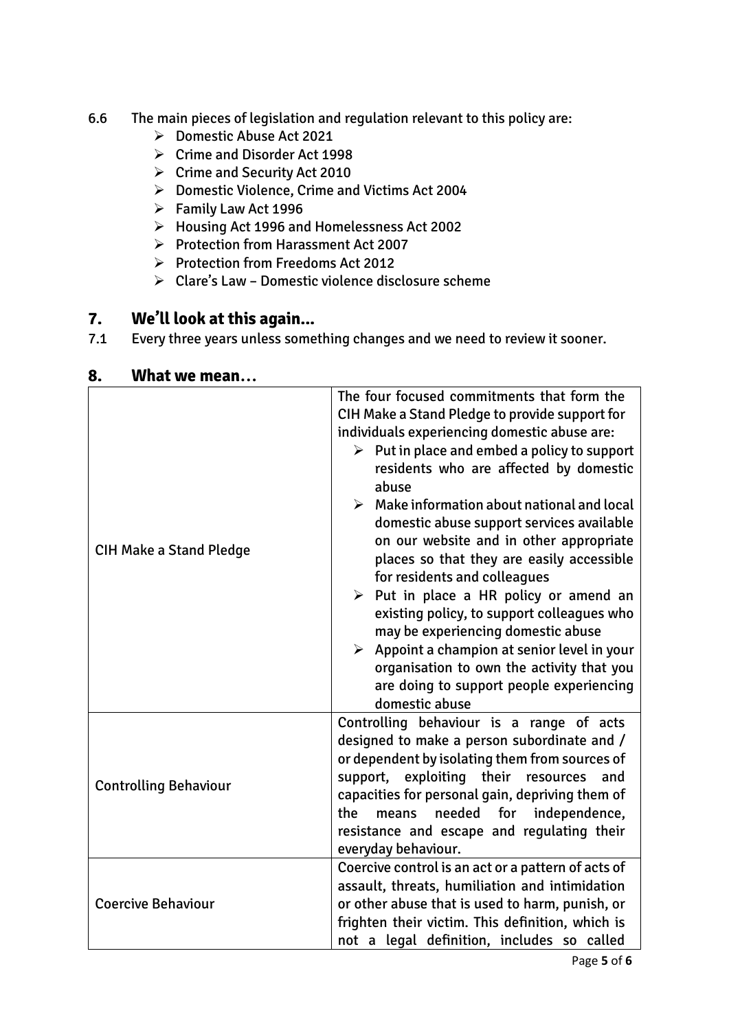6.6 The main pieces of legislation and regulation relevant to this policy are:

- Domestic Abuse Act 2021
- Crime and Disorder Act 1998
- Crime and Security Act 2010
- Domestic Violence, Crime and Victims Act 2004
- Family Law Act 1996
- Housing Act 1996 and Homelessness Act 2002
- Protection from Harassment Act 2007
- Protection from Freedoms Act 2012
- Clare's Law – Domestic violence disclosure scheme

## 7. We'll look at this again...

7.1 Every three years unless something changes and we need to review it sooner.

## 8. What we mean…

| | |
|---|---|
| CIH Make a Stand Pledge | The four focused commitments that form the CIH Make a Stand Pledge to provide support for individuals experiencing domestic abuse are:<br>➢ Put in place and embed a policy to support residents who are affected by domestic abuse<br>➢ Make information about national and local domestic abuse support services available on our website and in other appropriate places so that they are easily accessible for residents and colleagues<br>➢ Put in place a HR policy or amend an existing policy, to support colleagues who may be experiencing domestic abuse<br>➢ Appoint a champion at senior level in your organisation to own the activity that you are doing to support people experiencing domestic abuse |
| Controlling Behaviour | Controlling behaviour is a range of acts designed to make a person subordinate and / or dependent by isolating them from sources of support, exploiting their resources and capacities for personal gain, depriving them of the means needed for independence, resistance and escape and regulating their everyday behaviour. |
| Coercive Behaviour | Coercive control is an act or a pattern of acts of assault, threats, humiliation and intimidation or other abuse that is used to harm, punish, or frighten their victim. This definition, which is not a legal definition, includes so called |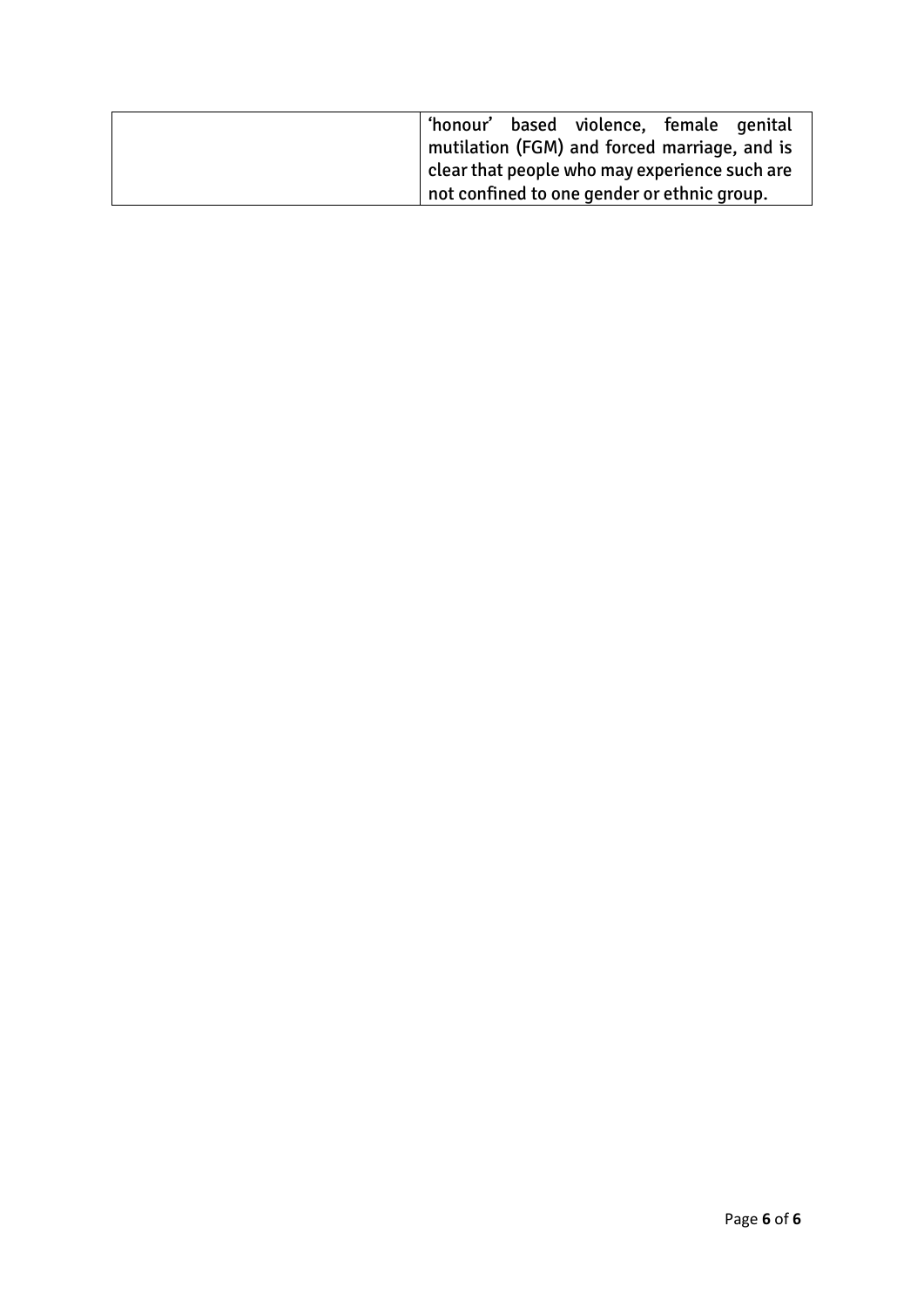| | |
|---|---|
| | 'honour' based violence, female genital mutilation (FGM) and forced marriage, and is clear that people who may experience such are not confined to one gender or ethnic group. |